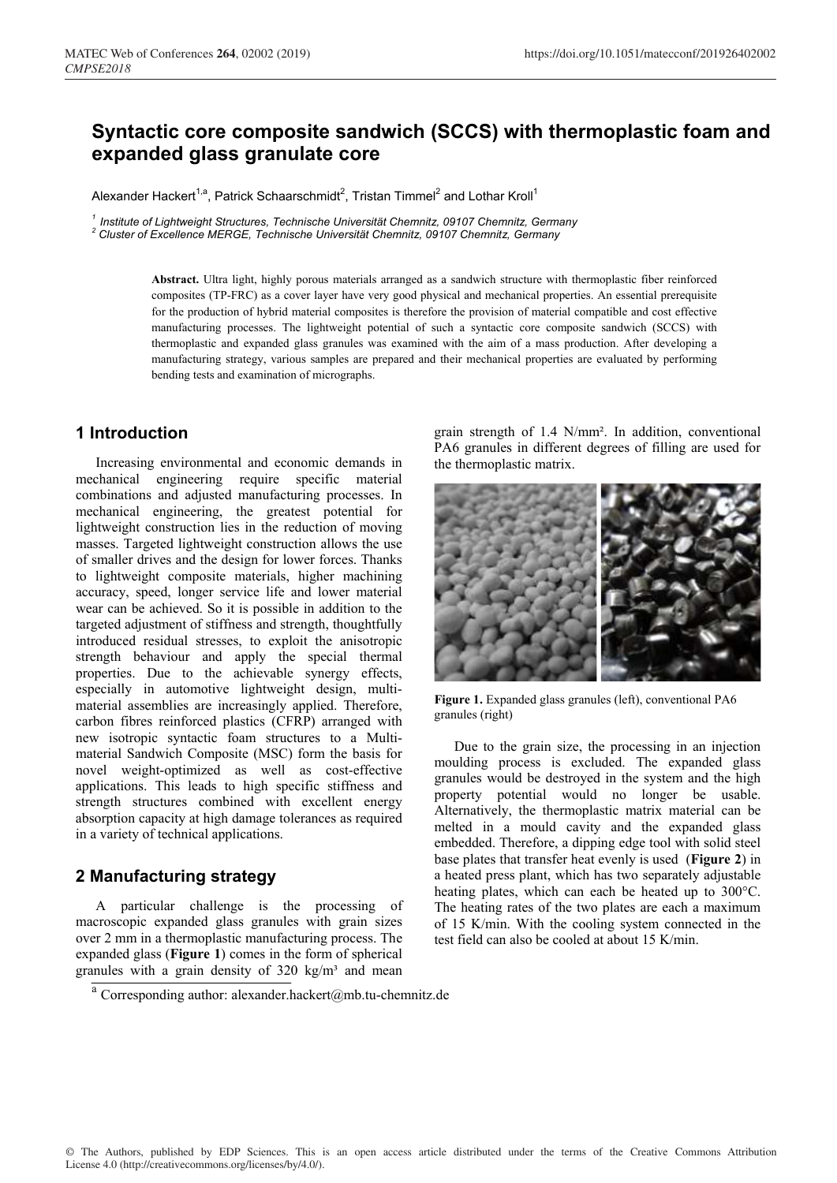# Syntactic core composite sandwich (SCCS) with thermoplastic foam and expanded glass granulate core

Alexander Hackert[1,a], Patrick Schaarschmidt[2], Tristan Timmel[2] and Lothar Kroll[1]

[1] *Institute of Lightweight Structures, Technische Universität Chemnitz, 09107 Chemnitz, Germany*
[2] *Cluster of Excellence MERGE, Technische Universität Chemnitz, 09107 Chemnitz, Germany*

**Abstract.** Ultra light, highly porous materials arranged as a sandwich structure with thermoplastic fiber reinforced composites (TP-FRC) as a cover layer have very good physical and mechanical properties. An essential prerequisite for the production of hybrid material composites is therefore the provision of material compatible and cost effective manufacturing processes. The lightweight potential of such a syntactic core composite sandwich (SCCS) with thermoplastic and expanded glass granules was examined with the aim of a mass production. After developing a manufacturing strategy, various samples are prepared and their mechanical properties are evaluated by performing bending tests and examination of micrographs.

## 1 Introduction

Increasing environmental and economic demands in mechanical engineering require specific material combinations and adjusted manufacturing processes. In mechanical engineering, the greatest potential for lightweight construction lies in the reduction of moving masses. Targeted lightweight construction allows the use of smaller drives and the design for lower forces. Thanks to lightweight composite materials, higher machining accuracy, speed, longer service life and lower material wear can be achieved. So it is possible in addition to the targeted adjustment of stiffness and strength, thoughtfully introduced residual stresses, to exploit the anisotropic strength behaviour and apply the special thermal properties. Due to the achievable synergy effects, especially in automotive lightweight design, multi-material assemblies are increasingly applied. Therefore, carbon fibres reinforced plastics (CFRP) arranged with new isotropic syntactic foam structures to a Multi-material Sandwich Composite (MSC) form the basis for novel weight-optimized as well as cost-effective applications. This leads to high specific stiffness and strength structures combined with excellent energy absorption capacity at high damage tolerances as required in a variety of technical applications.

## 2 Manufacturing strategy

A particular challenge is the processing of macroscopic expanded glass granules with grain sizes over 2 mm in a thermoplastic manufacturing process. The expanded glass (**Figure 1**) comes in the form of spherical granules with a grain density of 320 kg/m³ and mean grain strength of 1.4 N/mm². In addition, conventional PA6 granules in different degrees of filling are used for the thermoplastic matrix.

**Figure 1.** Expanded glass granules (left), conventional PA6 granules (right)

Due to the grain size, the processing in an injection moulding process is excluded. The expanded glass granules would be destroyed in the system and the high property potential would no longer be usable. Alternatively, the thermoplastic matrix material can be melted in a mould cavity and the expanded glass embedded. Therefore, a dipping edge tool with solid steel base plates that transfer heat evenly is used (**Figure 2**) in a heated press plant, which has two separately adjustable heating plates, which can each be heated up to 300°C. The heating rates of the two plates are each a maximum of 15 K/min. With the cooling system connected in the test field can also be cooled at about 15 K/min.

[a] Corresponding author: alexander.hackert@mb.tu-chemnitz.de

© The Authors, published by EDP Sciences. This is an open access article distributed under the terms of the Creative Commons Attribution License 4.0 (http://creativecommons.org/licenses/by/4.0/).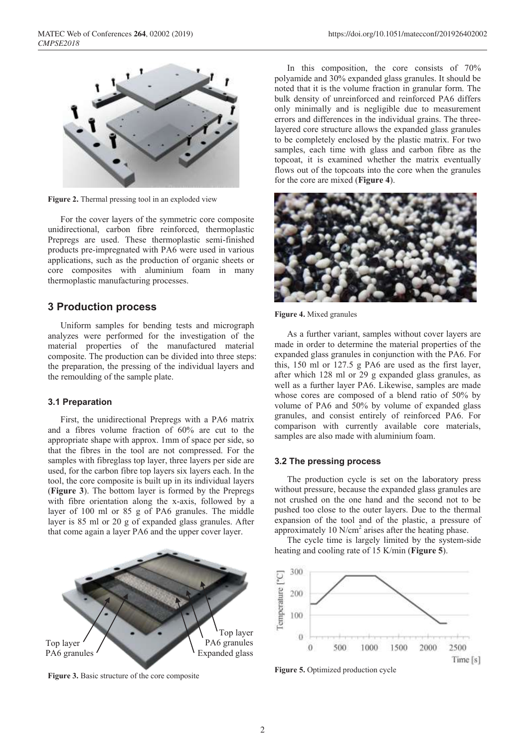Figure 2. Thermal pressing tool in an exploded view

For the cover layers of the symmetric core composite unidirectional, carbon fibre reinforced, thermoplastic Prepregs are used. These thermoplastic semi-finished products pre-impregnated with PA6 were used in various applications, such as the production of organic sheets or core composites with aluminium foam in many thermoplastic manufacturing processes.

## 3 Production process

Uniform samples for bending tests and micrograph analyzes were performed for the investigation of the material properties of the manufactured material composite. The production can be divided into three steps: the preparation, the pressing of the individual layers and the remoulding of the sample plate.

### 3.1 Preparation

First, the unidirectional Prepregs with a PA6 matrix and a fibres volume fraction of 60% are cut to the appropriate shape with approx. 1mm of space per side, so that the fibres in the tool are not compressed. For the samples with fibreglass top layer, three layers per side are used, for the carbon fibre top layers six layers each. In the tool, the core composite is built up in its individual layers (**Figure 3**). The bottom layer is formed by the Prepregs with fibre orientation along the x-axis, followed by a layer of 100 ml or 85 g of PA6 granules. The middle layer is 85 ml or 20 g of expanded glass granules. After that come again a layer PA6 and the upper cover layer.

Figure 3. Basic structure of the core composite

In this composition, the core consists of 70% polyamide and 30% expanded glass granules. It should be noted that it is the volume fraction in granular form. The bulk density of unreinforced and reinforced PA6 differs only minimally and is negligible due to measurement errors and differences in the individual grains. The three-layered core structure allows the expanded glass granules to be completely enclosed by the plastic matrix. For two samples, each time with glass and carbon fibre as the topcoat, it is examined whether the matrix eventually flows out of the topcoats into the core when the granules for the core are mixed (**Figure 4**).

Figure 4. Mixed granules

As a further variant, samples without cover layers are made in order to determine the material properties of the expanded glass granules in conjunction with the PA6. For this, 150 ml or 127.5 g PA6 are used as the first layer, after which 128 ml or 29 g expanded glass granules, as well as a further layer PA6. Likewise, samples are made whose cores are composed of a blend ratio of 50% by volume of PA6 and 50% by volume of expanded glass granules, and consist entirely of reinforced PA6. For comparison with currently available core materials, samples are also made with aluminium foam.

### 3.2 The pressing process

The production cycle is set on the laboratory press without pressure, because the expanded glass granules are not crushed on the one hand and the second not to be pushed too close to the outer layers. Due to the thermal expansion of the tool and of the plastic, a pressure of approximately 10 $N/cm^2$ arises after the heating phase.

The cycle time is largely limited by the system-side heating and cooling rate of 15 K/min (**Figure 5**).

Figure 5. Optimized production cycle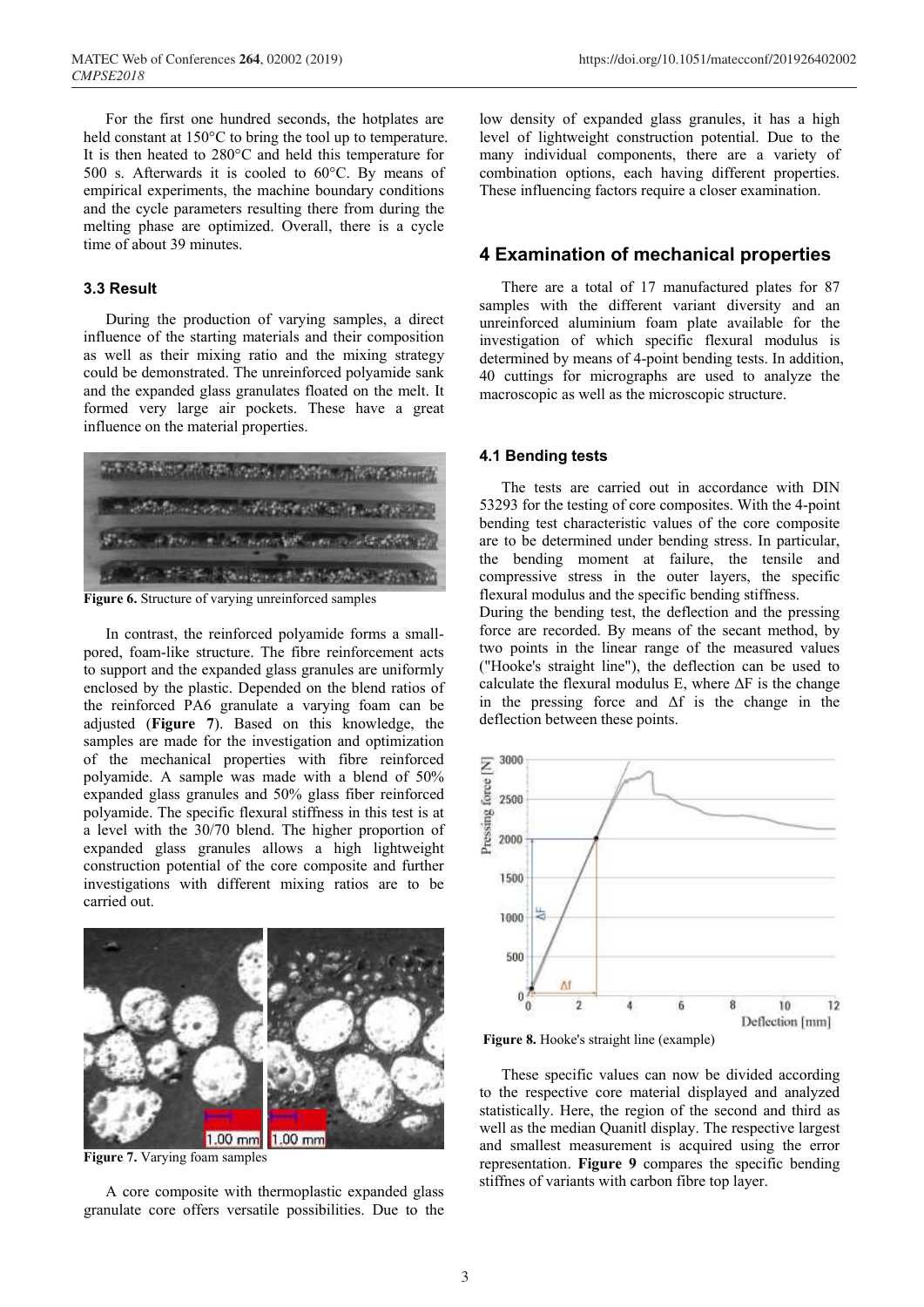For the first one hundred seconds, the hotplates are held constant at 150°C to bring the tool up to temperature. It is then heated to 280°C and held this temperature for 500 s. Afterwards it is cooled to 60°C. By means of empirical experiments, the machine boundary conditions and the cycle parameters resulting there from during the melting phase are optimized. Overall, there is a cycle time of about 39 minutes.

### 3.3 Result

During the production of varying samples, a direct influence of the starting materials and their composition as well as their mixing ratio and the mixing strategy could be demonstrated. The unreinforced polyamide sank and the expanded glass granulates floated on the melt. It formed very large air pockets. These have a great influence on the material properties.

**Figure 6.** Structure of varying unreinforced samples

In contrast, the reinforced polyamide forms a small-pored, foam-like structure. The fibre reinforcement acts to support and the expanded glass granules are uniformly enclosed by the plastic. Depended on the blend ratios of the reinforced PA6 granulate a varying foam can be adjusted (**Figure 7**). Based on this knowledge, the samples are made for the investigation and optimization of the mechanical properties with fibre reinforced polyamide. A sample was made with a blend of 50% expanded glass granules and 50% glass fiber reinforced polyamide. The specific flexural stiffness in this test is at a level with the 30/70 blend. The higher proportion of expanded glass granules allows a high lightweight construction potential of the core composite and further investigations with different mixing ratios are to be carried out.

**Figure 7.** Varying foam samples

A core composite with thermoplastic expanded glass granulate core offers versatile possibilities. Due to the low density of expanded glass granules, it has a high level of lightweight construction potential. Due to the many individual components, there are a variety of combination options, each having different properties. These influencing factors require a closer examination.

## 4 Examination of mechanical properties

There are a total of 17 manufactured plates for 87 samples with the different variant diversity and an unreinforced aluminium foam plate available for the investigation of which specific flexural modulus is determined by means of 4-point bending tests. In addition, 40 cuttings for micrographs are used to analyze the macroscopic as well as the microscopic structure.

### 4.1 Bending tests

The tests are carried out in accordance with DIN 53293 for the testing of core composites. With the 4-point bending test characteristic values of the core composite are to be determined under bending stress. In particular, the bending moment at failure, the tensile and compressive stress in the outer layers, the specific flexural modulus and the specific bending stiffness.

During the bending test, the deflection and the pressing force are recorded. By means of the secant method, by two points in the linear range of the measured values ("Hooke's straight line"), the deflection can be used to calculate the flexural modulus E, where $\Delta F$ is the change in the pressing force and $\Delta f$ is the change in the deflection between these points.

**Figure 8.** Hooke's straight line (example)

These specific values can now be divided according to the respective core material displayed and analyzed statistically. Here, the region of the second and third as well as the median Quanitl display. The respective largest and smallest measurement is acquired using the error representation. **Figure 9** compares the specific bending stiffnes of variants with carbon fibre top layer.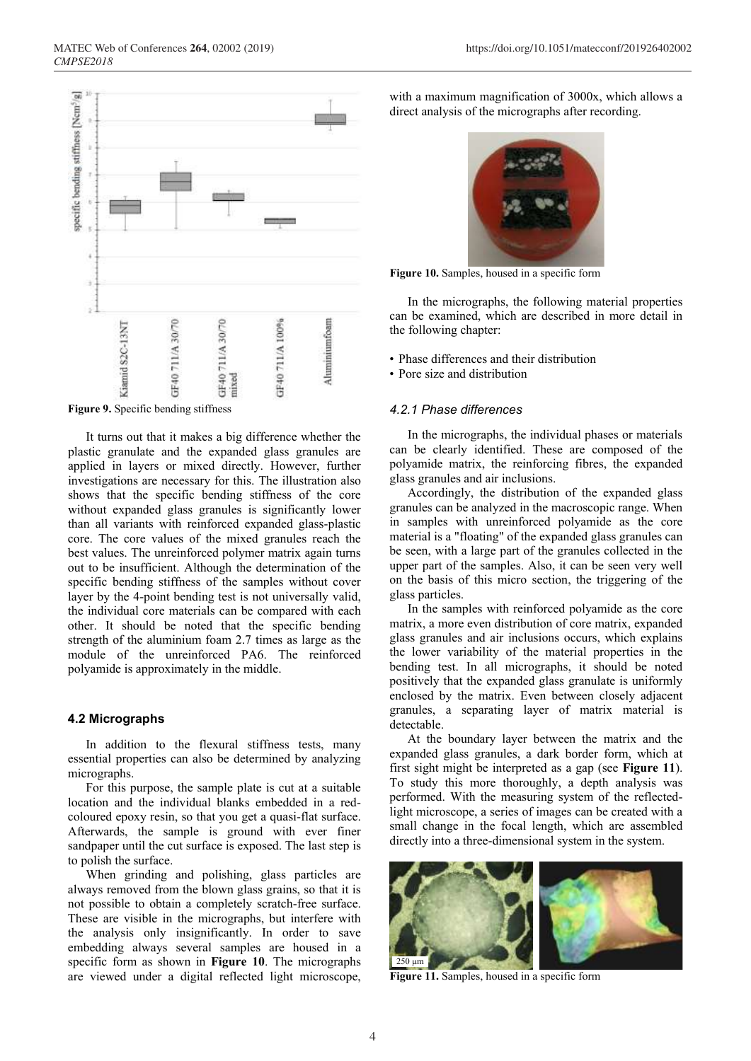Figure 9. Specific bending stiffness

It turns out that it makes a big difference whether the plastic granulate and the expanded glass granules are applied in layers or mixed directly. However, further investigations are necessary for this. The illustration also shows that the specific bending stiffness of the core without expanded glass granules is significantly lower than all variants with reinforced expanded glass-plastic core. The core values of the mixed granules reach the best values. The unreinforced polymer matrix again turns out to be insufficient. Although the determination of the specific bending stiffness of the samples without cover layer by the 4-point bending test is not universally valid, the individual core materials can be compared with each other. It should be noted that the specific bending strength of the aluminium foam 2.7 times as large as the module of the unreinforced PA6. The reinforced polyamide is approximately in the middle.

### 4.2 Micrographs

In addition to the flexural stiffness tests, many essential properties can also be determined by analyzing micrographs.

For this purpose, the sample plate is cut at a suitable location and the individual blanks embedded in a red-coloured epoxy resin, so that you get a quasi-flat surface. Afterwards, the sample is ground with ever finer sandpaper until the cut surface is exposed. The last step is to polish the surface.

When grinding and polishing, glass particles are always removed from the blown glass grains, so that it is not possible to obtain a completely scratch-free surface. These are visible in the micrographs, but interfere with the analysis only insignificantly. In order to save embedding always several samples are housed in a specific form as shown in **Figure 10**. The micrographs are viewed under a digital reflected light microscope, with a maximum magnification of 3000x, which allows a direct analysis of the micrographs after recording.

Figure 10. Samples, housed in a specific form

In the micrographs, the following material properties can be examined, which are described in more detail in the following chapter:

- Phase differences and their distribution
- Pore size and distribution

#### *4.2.1 Phase differences*

In the micrographs, the individual phases or materials can be clearly identified. These are composed of the polyamide matrix, the reinforcing fibres, the expanded glass granules and air inclusions.

Accordingly, the distribution of the expanded glass granules can be analyzed in the macroscopic range. When in samples with unreinforced polyamide as the core material is a "floating" of the expanded glass granules can be seen, with a large part of the granules collected in the upper part of the samples. Also, it can be seen very well on the basis of this micro section, the triggering of the glass particles.

In the samples with reinforced polyamide as the core matrix, a more even distribution of core matrix, expanded glass granules and air inclusions occurs, which explains the lower variability of the material properties in the bending test. In all micrographs, it should be noted positively that the expanded glass granulate is uniformly enclosed by the matrix. Even between closely adjacent granules, a separating layer of matrix material is detectable.

At the boundary layer between the matrix and the expanded glass granules, a dark border form, which at first sight might be interpreted as a gap (see **Figure 11**). To study this more thoroughly, a depth analysis was performed. With the measuring system of the reflected-light microscope, a series of images can be created with a small change in the focal length, which are assembled directly into a three-dimensional system in the system.

Figure 11. Samples, housed in a specific form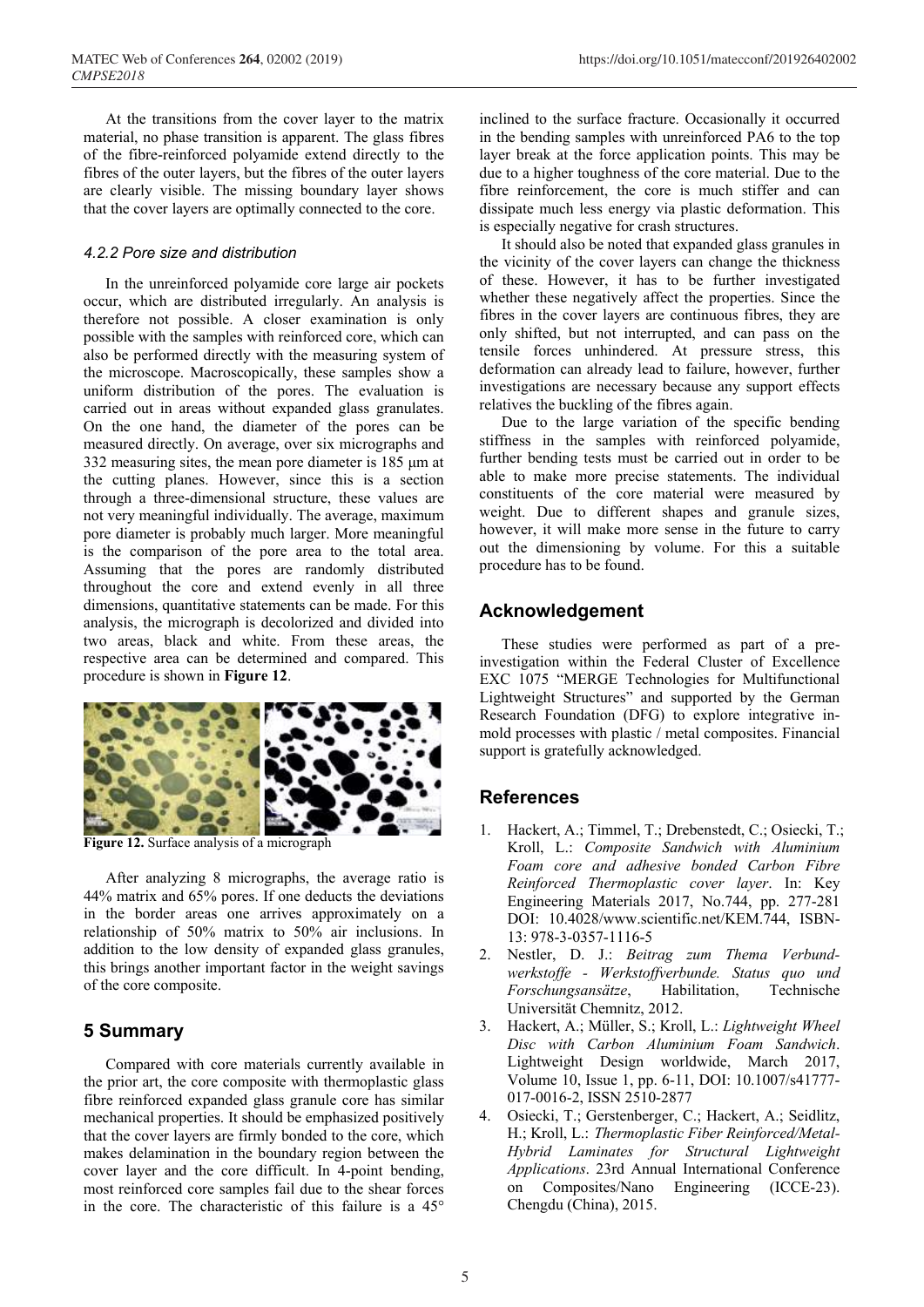At the transitions from the cover layer to the matrix material, no phase transition is apparent. The glass fibres of the fibre-reinforced polyamide extend directly to the fibres of the outer layers, but the fibres of the outer layers are clearly visible. The missing boundary layer shows that the cover layers are optimally connected to the core.

#### *4.2.2 Pore size and distribution*

In the unreinforced polyamide core large air pockets occur, which are distributed irregularly. An analysis is therefore not possible. A closer examination is only possible with the samples with reinforced core, which can also be performed directly with the measuring system of the microscope. Macroscopically, these samples show a uniform distribution of the pores. The evaluation is carried out in areas without expanded glass granulates. On the one hand, the diameter of the pores can be measured directly. On average, over six micrographs and 332 measuring sites, the mean pore diameter is 185 µm at the cutting planes. However, since this is a section through a three-dimensional structure, these values are not very meaningful individually. The average, maximum pore diameter is probably much larger. More meaningful is the comparison of the pore area to the total area. Assuming that the pores are randomly distributed throughout the core and extend evenly in all three dimensions, quantitative statements can be made. For this analysis, the micrograph is decolorized and divided into two areas, black and white. From these areas, the respective area can be determined and compared. This procedure is shown in **Figure 12**.

**Figure 12.** Surface analysis of a micrograph

After analyzing 8 micrographs, the average ratio is 44% matrix and 65% pores. If one deducts the deviations in the border areas one arrives approximately on a relationship of 50% matrix to 50% air inclusions. In addition to the low density of expanded glass granules, this brings another important factor in the weight savings of the core composite.

## 5 Summary

Compared with core materials currently available in the prior art, the core composite with thermoplastic glass fibre reinforced expanded glass granule core has similar mechanical properties. It should be emphasized positively that the cover layers are firmly bonded to the core, which makes delamination in the boundary region between the cover layer and the core difficult. In 4-point bending, most reinforced core samples fail due to the shear forces in the core. The characteristic of this failure is a 45° inclined to the surface fracture. Occasionally it occurred in the bending samples with unreinforced PA6 to the top layer break at the force application points. This may be due to a higher toughness of the core material. Due to the fibre reinforcement, the core is much stiffer and can dissipate much less energy via plastic deformation. This is especially negative for crash structures.

It should also be noted that expanded glass granules in the vicinity of the cover layers can change the thickness of these. However, it has to be further investigated whether these negatively affect the properties. Since the fibres in the cover layers are continuous fibres, they are only shifted, but not interrupted, and can pass on the tensile forces unhindered. At pressure stress, this deformation can already lead to failure, however, further investigations are necessary because any support effects relatives the buckling of the fibres again.

Due to the large variation of the specific bending stiffness in the samples with reinforced polyamide, further bending tests must be carried out in order to be able to make more precise statements. The individual constituents of the core material were measured by weight. Due to different shapes and granule sizes, however, it will make more sense in the future to carry out the dimensioning by volume. For this a suitable procedure has to be found.

## Acknowledgement

These studies were performed as part of a pre-investigation within the Federal Cluster of Excellence EXC 1075 "MERGE Technologies for Multifunctional Lightweight Structures" and supported by the German Research Foundation (DFG) to explore integrative in-mold processes with plastic / metal composites. Financial support is gratefully acknowledged.

## References

1. Hackert, A.; Timmel, T.; Drebenstedt, C.; Osiecki, T.; Kroll, L.: *Composite Sandwich with Aluminium Foam core and adhesive bonded Carbon Fibre Reinforced Thermoplastic cover layer*. In: Key Engineering Materials 2017, No.744, pp. 277-281 DOI: 10.4028/www.scientific.net/KEM.744, ISBN-13: 978-3-0357-1116-5
2. Nestler, D. J.: *Beitrag zum Thema Verbundwerkstoffe - Werkstoffverbunde. Status quo und Forschungsansätze*, Habilitation, Technische Universität Chemnitz, 2012.
3. Hackert, A.; Müller, S.; Kroll, L.: *Lightweight Wheel Disc with Carbon Aluminium Foam Sandwich*. Lightweight Design worldwide, March 2017, Volume 10, Issue 1, pp. 6-11, DOI: 10.1007/s41777-017-0016-2, ISSN 2510-2877
4. Osiecki, T.; Gerstenberger, C.; Hackert, A.; Seidlitz, H.; Kroll, L.: *Thermoplastic Fiber Reinforced/Metal-Hybrid Laminates for Structural Lightweight Applications*. 23rd Annual International Conference on Composites/Nano Engineering (ICCE-23). Chengdu (China), 2015.